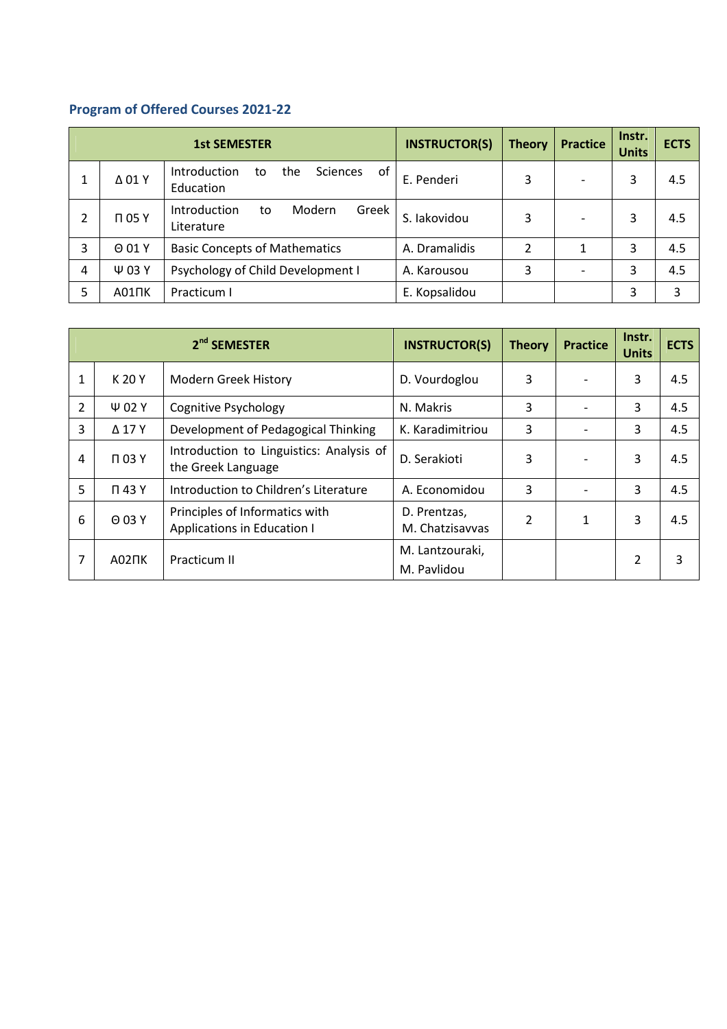### Program of Offered Courses 2021-22

| 1st SEMESTER | | | INSTRUCTOR(S) | Theory | Practice | Instr. Units | ECTS |
|---|---|---|---|---|---|---|---|
| 1 | Δ 01 Y | Introduction to the Sciences of Education | E. Penderi | 3 | - | 3 | 4.5 |
| 2 | Π 05 Y | Introduction to Modern Greek Literature | S. Iakovidou | 3 | - | 3 | 4.5 |
| 3 | Θ 01 Y | Basic Concepts of Mathematics | A. Dramalidis | 2 | 1 | 3 | 4.5 |
| 4 | Ψ 03 Y | Psychology of Child Development I | A. Karousou | 3 | - | 3 | 4.5 |
| 5 | Α01ΠΚ | Practicum I | E. Kopsalidou | | | 3 | 3 |

| 2nd SEMESTER | | | INSTRUCTOR(S) | Theory | Practice | Instr. Units | ECTS |
|---|---|---|---|---|---|---|---|
| 1 | K 20 Y | Modern Greek History | D. Vourdoglou | 3 | - | 3 | 4.5 |
| 2 | Ψ 02 Y | Cognitive Psychology | N. Makris | 3 | - | 3 | 4.5 |
| 3 | Δ 17 Y | Development of Pedagogical Thinking | K. Karadimitriou | 3 | - | 3 | 4.5 |
| 4 | Π 03 Y | Introduction to Linguistics: Analysis of the Greek Language | D. Serakioti | 3 | - | 3 | 4.5 |
| 5 | Π 43 Y | Introduction to Children's Literature | A. Economidou | 3 | - | 3 | 4.5 |
| 6 | Θ 03 Y | Principles of Informatics with Applications in Education I | D. Prentzas, M. Chatzisavvas | 2 | 1 | 3 | 4.5 |
| 7 | Α02ΠΚ | Practicum II | M. Lantzouraki, M. Pavlidou | | | 2 | 3 |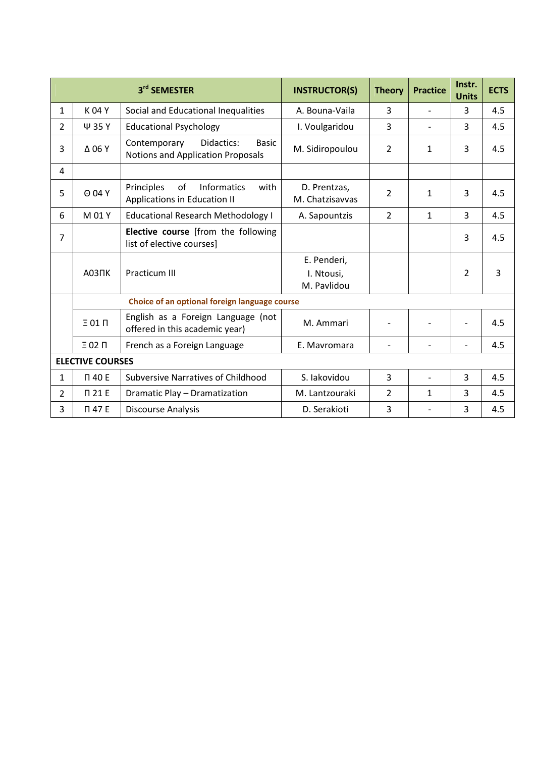| | | 3rd SEMESTER | INSTRUCTOR(S) | Theory | Practice | Instr. Units | ECTS |
|---|---|---|---|---|---|---|---|
| 1 | Κ 04 Υ | Social and Educational Inequalities | A. Bouna-Vaila | 3 | - | 3 | 4.5 |
| 2 | Ψ 35 Υ | Educational Psychology | I. Voulgaridou | 3 | - | 3 | 4.5 |
| 3 | Δ 06 Υ | Contemporary Didactics: Basic Notions and Application Proposals | M. Sidiropoulou | 2 | 1 | 3 | 4.5 |
| 4 | | | | | | | |
| 5 | Θ 04 Υ | Principles of Informatics with Applications in Education II | D. Prentzas, M. Chatzisavvas | 2 | 1 | 3 | 4.5 |
| 6 | Μ 01 Υ | Educational Research Methodology I | A. Sapountzis | 2 | 1 | 3 | 4.5 |
| 7 | | **Elective course** [from the following list of elective courses] | | | | 3 | 4.5 |
| | Α03ΠΚ | Practicum III | E. Penderi, I. Ntousi, M. Pavlidou | | | 2 | 3 |
| | **Choice of an optional foreign language course** | | | | | | |
| | Ξ 01 Π | English as a Foreign Language (not offered in this academic year) | M. Ammari | - | - | - | 4.5 |
| | Ξ 02 Π | French as a Foreign Language | E. Mavromara | - | - | - | 4.5 |
| **ELECTIVE COURSES** | | | | | | | |
| 1 | Π 40 Ε | Subversive Narratives of Childhood | S. Iakovidou | 3 | - | 3 | 4.5 |
| 2 | Π 21 Ε | Dramatic Play – Dramatization | M. Lantzouraki | 2 | 1 | 3 | 4.5 |
| 3 | Π 47 Ε | Discourse Analysis | D. Serakioti | 3 | - | 3 | 4.5 |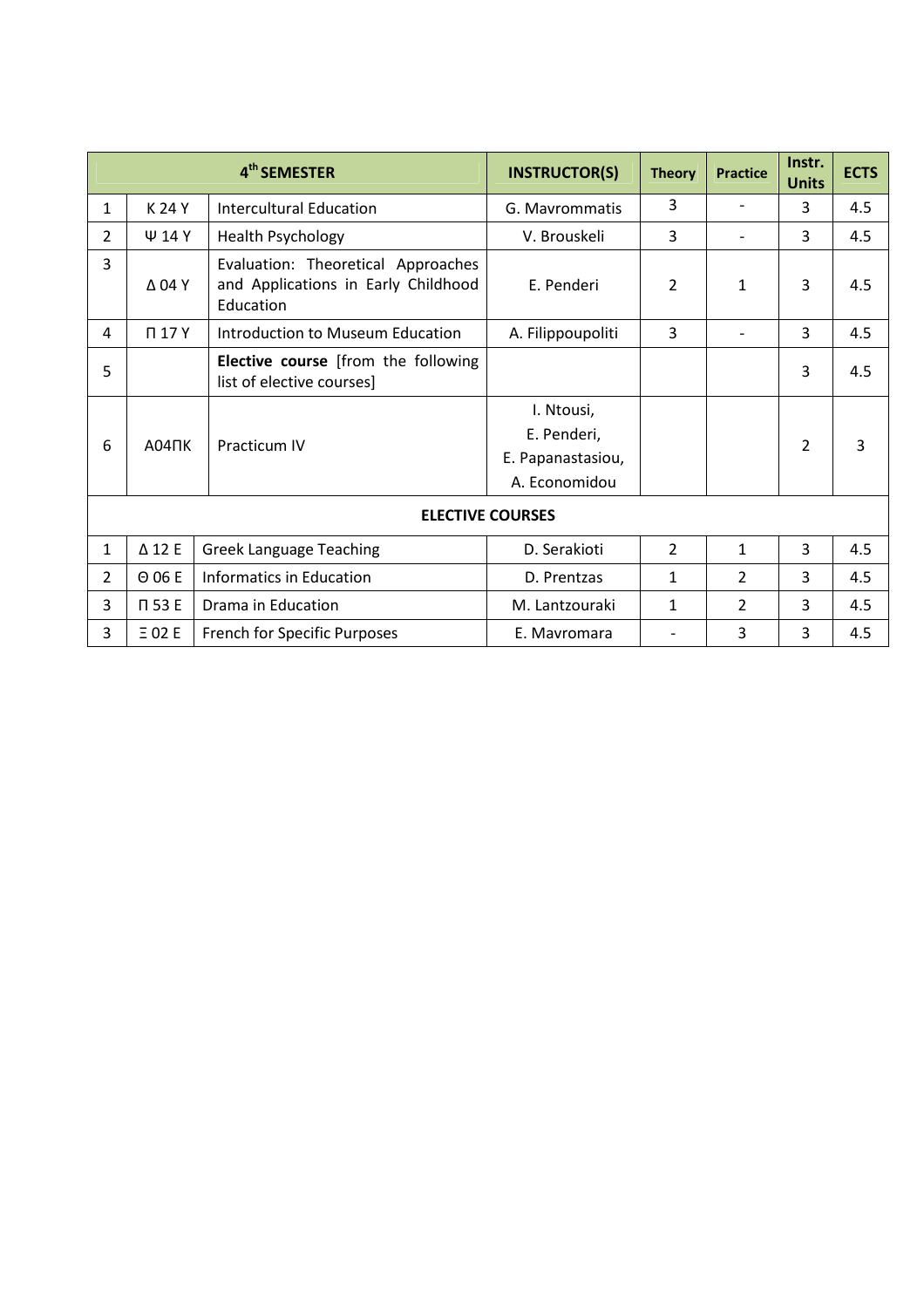| | | 4th SEMESTER | INSTRUCTOR(S) | Theory | Practice | Instr. Units | ECTS |
|---|---|---|---|---|---|---|---|
| 1 | K 24 Y | Intercultural Education | G. Mavrommatis | 3 | - | 3 | 4.5 |
| 2 | Ψ 14 Y | Health Psychology | V. Brouskeli | 3 | - | 3 | 4.5 |
| 3 | Δ 04 Y | Evaluation: Theoretical Approaches and Applications in Early Childhood Education | E. Penderi | 2 | 1 | 3 | 4.5 |
| 4 | Π 17 Y | Introduction to Museum Education | A. Filippoupoliti | 3 | - | 3 | 4.5 |
| 5 | | **Elective course** [from the following list of elective courses] | | | | 3 | 4.5 |
| 6 | A04ΠK | Practicum IV | I. Ntousi, E. Penderi, E. Papanastasiou, A. Economidou | | | 2 | 3 |
| | | **ELECTIVE COURSES** | | | | | |
| 1 | Δ 12 E | Greek Language Teaching | D. Serakioti | 2 | 1 | 3 | 4.5 |
| 2 | Θ 06 E | Informatics in Education | D. Prentzas | 1 | 2 | 3 | 4.5 |
| 3 | Π 53 E | Drama in Education | M. Lantzouraki | 1 | 2 | 3 | 4.5 |
| 3 | Ξ 02 E | French for Specific Purposes | E. Mavromara | - | 3 | 3 | 4.5 |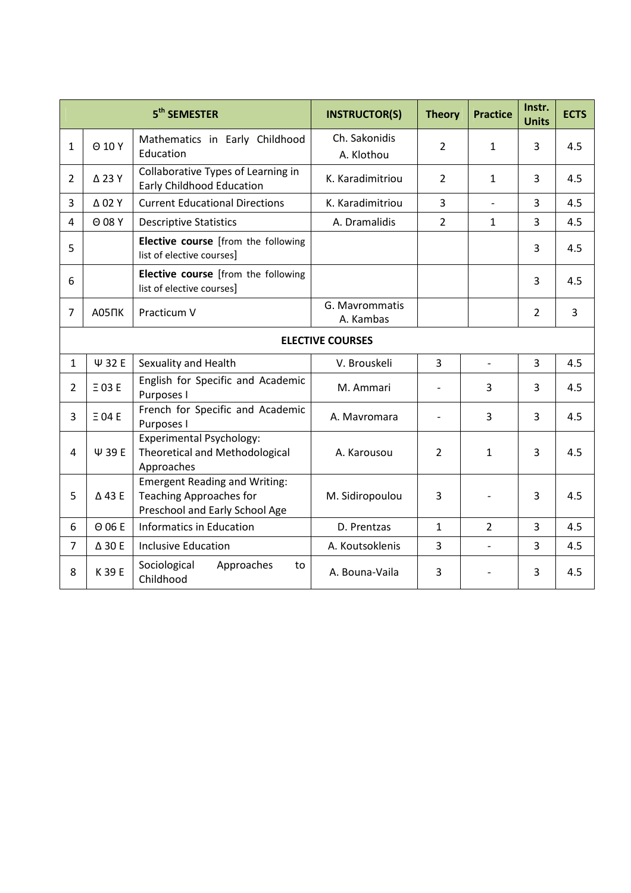| | | 5th SEMESTER | INSTRUCTOR(S) | Theory | Practice | Instr. Units | ECTS |
|---|---|---|---|---|---|---|---|
| 1 | Θ 10 Υ | Mathematics in Early Childhood Education | Ch. Sakonidis<br>A. Klothou | 2 | 1 | 3 | 4.5 |
| 2 | Δ 23 Υ | Collaborative Types of Learning in Early Childhood Education | K. Karadimitriou | 2 | 1 | 3 | 4.5 |
| 3 | Δ 02 Υ | Current Educational Directions | K. Karadimitriou | 3 | - | 3 | 4.5 |
| 4 | Θ 08 Υ | Descriptive Statistics | A. Dramalidis | 2 | 1 | 3 | 4.5 |
| 5 | | **Elective course** [from the following list of elective courses] | | | | 3 | 4.5 |
| 6 | | **Elective course** [from the following list of elective courses] | | | | 3 | 4.5 |
| 7 | Α05ΠΚ | Practicum V | G. Mavrommatis<br>A. Kambas | | | 2 | 3 |
| | | **ELECTIVE COURSES** | | | | | |
| 1 | Ψ 32 Ε | Sexuality and Health | V. Brouskeli | 3 | - | 3 | 4.5 |
| 2 | Ξ 03 Ε | English for Specific and Academic Purposes I | M. Ammari | - | 3 | 3 | 4.5 |
| 3 | Ξ 04 Ε | French for Specific and Academic Purposes I | A. Mavromara | - | 3 | 3 | 4.5 |
| 4 | Ψ 39 Ε | Experimental Psychology: Theoretical and Methodological Approaches | A. Karousou | 2 | 1 | 3 | 4.5 |
| 5 | Δ 43 Ε | Emergent Reading and Writing: Teaching Approaches for Preschool and Early School Age | M. Sidiropoulou | 3 | - | 3 | 4.5 |
| 6 | Θ 06 Ε | Informatics in Education | D. Prentzas | 1 | 2 | 3 | 4.5 |
| 7 | Δ 30 Ε | Inclusive Education | A. Koutsoklenis | 3 | - | 3 | 4.5 |
| 8 | Κ 39 Ε | Sociological Approaches to Childhood | A. Bouna-Vaila | 3 | - | 3 | 4.5 |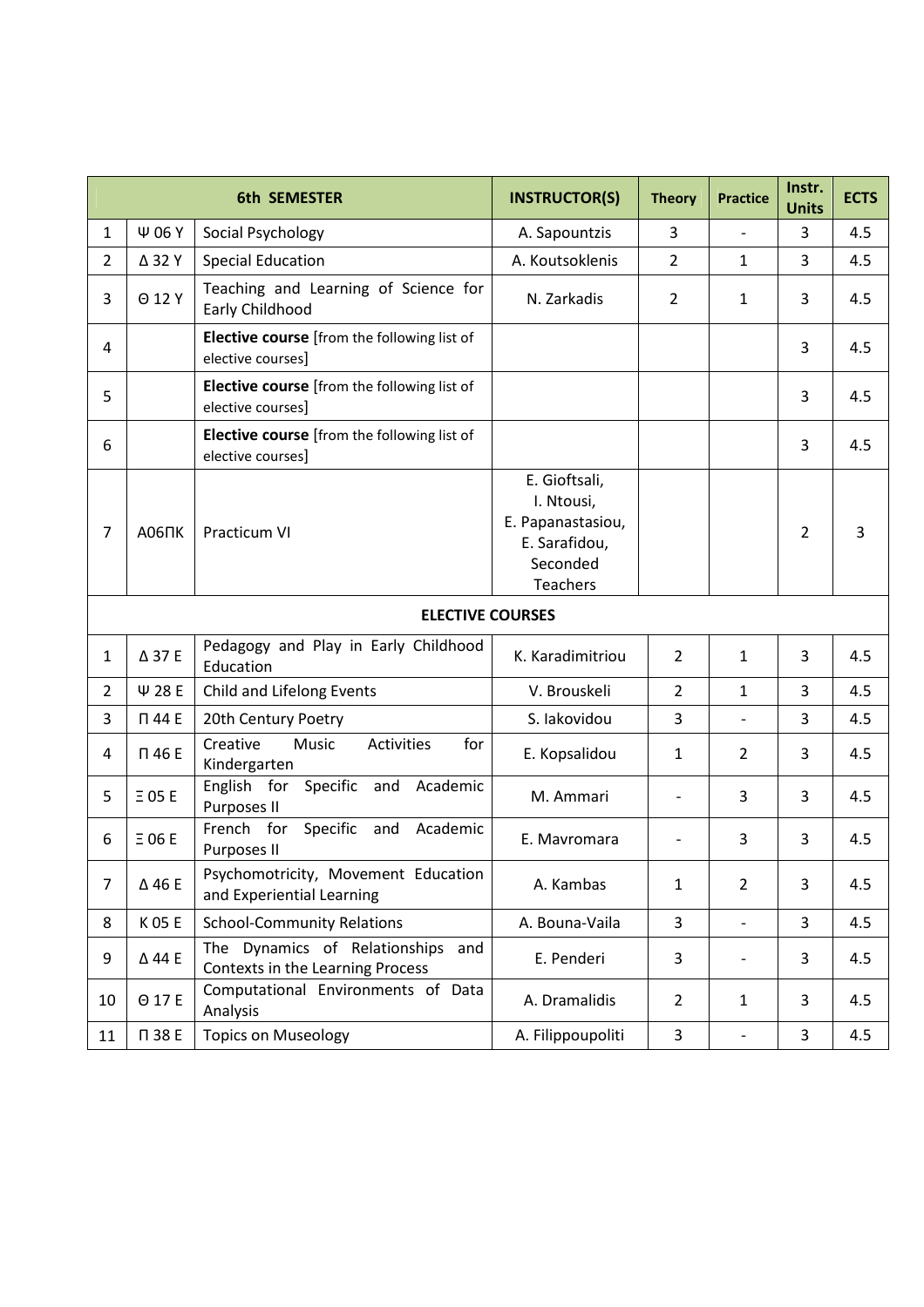| | | 6th SEMESTER | INSTRUCTOR(S) | Theory | Practice | Instr. Units | ECTS |
|---|---|---|---|---|---|---|---|
| 1 | Ψ 06 Y | Social Psychology | A. Sapountzis | 3 | - | 3 | 4.5 |
| 2 | Δ 32 Y | Special Education | A. Koutsoklenis | 2 | 1 | 3 | 4.5 |
| 3 | Θ 12 Y | Teaching and Learning of Science for Early Childhood | N. Zarkadis | 2 | 1 | 3 | 4.5 |
| 4 | | **Elective course** [from the following list of elective courses] | | | | 3 | 4.5 |
| 5 | | **Elective course** [from the following list of elective courses] | | | | 3 | 4.5 |
| 6 | | **Elective course** [from the following list of elective courses] | | | | 3 | 4.5 |
| 7 | Α06ΠΚ | Practicum VI | E. Gioftsali, I. Ntousi, E. Papanastasiou, E. Sarafidou, Seconded Teachers | | | 2 | 3 |
| | | **ELECTIVE COURSES** | | | | | |
| 1 | Δ 37 E | Pedagogy and Play in Early Childhood Education | K. Karadimitriou | 2 | 1 | 3 | 4.5 |
| 2 | Ψ 28 E | Child and Lifelong Events | V. Brouskeli | 2 | 1 | 3 | 4.5 |
| 3 | Π 44 E | 20th Century Poetry | S. Iakovidou | 3 | - | 3 | 4.5 |
| 4 | Π 46 E | Creative Music Activities for Kindergarten | E. Kopsalidou | 1 | 2 | 3 | 4.5 |
| 5 | Ξ 05 E | English for Specific and Academic Purposes II | M. Ammari | - | 3 | 3 | 4.5 |
| 6 | Ξ 06 E | French for Specific and Academic Purposes II | E. Mavromara | - | 3 | 3 | 4.5 |
| 7 | Δ 46 E | Psychomotricity, Movement Education and Experiential Learning | A. Kambas | 1 | 2 | 3 | 4.5 |
| 8 | K 05 E | School-Community Relations | A. Bouna-Vaila | 3 | - | 3 | 4.5 |
| 9 | Δ 44 E | The Dynamics of Relationships and Contexts in the Learning Process | E. Penderi | 3 | - | 3 | 4.5 |
| 10 | Θ 17 E | Computational Environments of Data Analysis | A. Dramalidis | 2 | 1 | 3 | 4.5 |
| 11 | Π 38 E | Topics on Museology | A. Filippoupoliti | 3 | - | 3 | 4.5 |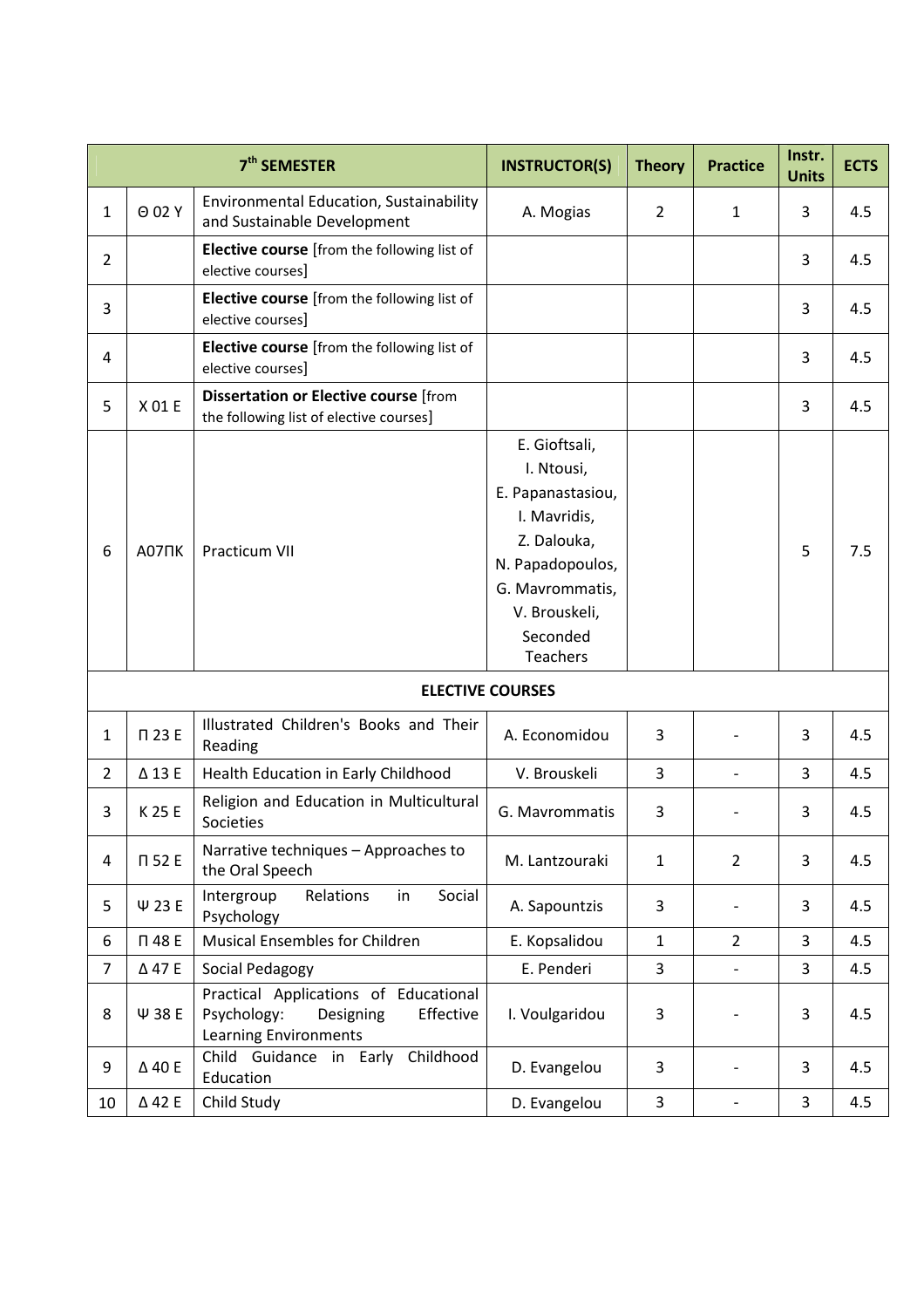| 7th SEMESTER | | | INSTRUCTOR(S) | Theory | Practice | Instr. Units | ECTS |
|---|---|---|---|---|---|---|---|
| 1 | Θ 02 Υ | Environmental Education, Sustainability and Sustainable Development | A. Mogias | 2 | 1 | 3 | 4.5 |
| 2 | | **Elective course** [from the following list of elective courses] | | | | 3 | 4.5 |
| 3 | | **Elective course** [from the following list of elective courses] | | | | 3 | 4.5 |
| 4 | | **Elective course** [from the following list of elective courses] | | | | 3 | 4.5 |
| 5 | Χ 01 Ε | **Dissertation or Elective course** [from the following list of elective courses] | | | | 3 | 4.5 |
| 6 | Α07ΠΚ | Practicum VII | E. Gioftsali, I. Ntousi, E. Papanastasiou, I. Mavridis, Z. Dalouka, N. Papadopoulos, G. Mavrommatis, V. Brouskeli, Seconded Teachers | | | 5 | 7.5 |
| **ELECTIVE COURSES** | | | | | | | |
| 1 | Π 23 Ε | Illustrated Children's Books and Their Reading | A. Economidou | 3 | - | 3 | 4.5 |
| 2 | Δ 13 Ε | Health Education in Early Childhood | V. Brouskeli | 3 | - | 3 | 4.5 |
| 3 | Κ 25 Ε | Religion and Education in Multicultural Societies | G. Mavrommatis | 3 | - | 3 | 4.5 |
| 4 | Π 52 Ε | Narrative techniques – Approaches to the Oral Speech | M. Lantzouraki | 1 | 2 | 3 | 4.5 |
| 5 | Ψ 23 Ε | Intergroup Relations in Social Psychology | A. Sapountzis | 3 | - | 3 | 4.5 |
| 6 | Π 48 Ε | Musical Ensembles for Children | E. Kopsalidou | 1 | 2 | 3 | 4.5 |
| 7 | Δ 47 Ε | Social Pedagogy | E. Penderi | 3 | - | 3 | 4.5 |
| 8 | Ψ 38 Ε | Practical Applications of Educational Psychology: Designing Effective Learning Environments | I. Voulgaridou | 3 | - | 3 | 4.5 |
| 9 | Δ 40 Ε | Child Guidance in Early Childhood Education | D. Evangelou | 3 | - | 3 | 4.5 |
| 10 | Δ 42 Ε | Child Study | D. Evangelou | 3 | - | 3 | 4.5 |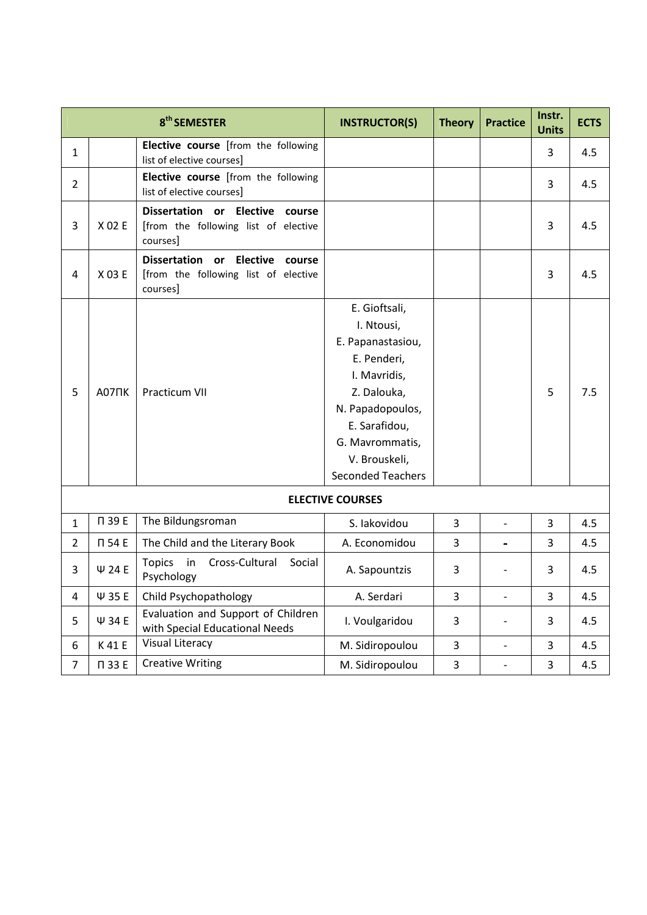| | | 8th SEMESTER | INSTRUCTOR(S) | Theory | Practice | Instr. Units | ECTS |
|---|---|---|---|---|---|---|---|
| 1 | | **Elective course** [from the following list of elective courses] | | | | 3 | 4.5 |
| 2 | | **Elective course** [from the following list of elective courses] | | | | 3 | 4.5 |
| 3 | Χ 02 Ε | **Dissertation or Elective course** [from the following list of elective courses] | | | | 3 | 4.5 |
| 4 | Χ 03 Ε | **Dissertation or Elective course** [from the following list of elective courses] | | | | 3 | 4.5 |
| 5 | Α07ΠΚ | Practicum VII | E. Gioftsali, I. Ntousi, E. Papanastasiou, E. Penderi, I. Mavridis, Z. Dalouka, N. Papadopoulos, E. Sarafidou, G. Mavrommatis, V. Brouskeli, Seconded Teachers | | | 5 | 7.5 |
| | | **ELECTIVE COURSES** | | | | | |
| 1 | Π 39 Ε | The Bildungsroman | S. Iakovidou | 3 | - | 3 | 4.5 |
| 2 | Π 54 Ε | The Child and the Literary Book | A. Economidou | 3 | - | 3 | 4.5 |
| 3 | Ψ 24 Ε | Topics in Cross-Cultural Social Psychology | A. Sapountzis | 3 | - | 3 | 4.5 |
| 4 | Ψ 35 Ε | Child Psychopathology | A. Serdari | 3 | - | 3 | 4.5 |
| 5 | Ψ 34 Ε | Evaluation and Support of Children with Special Educational Needs | I. Voulgaridou | 3 | - | 3 | 4.5 |
| 6 | Κ 41 Ε | Visual Literacy | M. Sidiropoulou | 3 | - | 3 | 4.5 |
| 7 | Π 33 Ε | Creative Writing | M. Sidiropoulou | 3 | - | 3 | 4.5 |